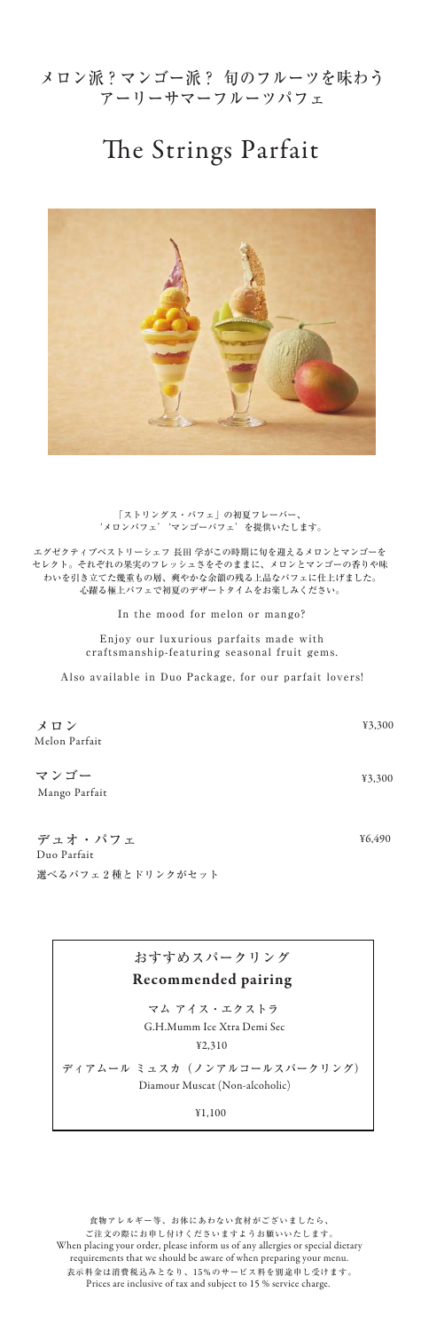メロン派？マンゴー派？ 旬のフルーツを味わう
アーリーサマーフルーツパフェ

# The Strings Parfait

「ストリングス・パフェ」の初夏フレーバー、
'メロンパフェ' 'マンゴーパフェ' を提供いたします。

エグゼクティブペストリーシェフ 長田 学がこの時期に旬を迎えるメロンとマンゴーを
セレクト。それぞれの果実のフレッシュさをそのままに、メロンとマンゴーの香りや味
わいを引き立てた幾重もの層、爽やかな余韻の残る上品なパフェに仕上げました。
心躍る極上パフェで初夏のデザートタイムをお楽しみください。

In the mood for melon or mango?

Enjoy our luxurious parfaits made with
craftsmanship-featuring seasonal fruit gems.

Also available in Duo Package, for our parfait lovers!

**メロン** ¥3,300
Melon Parfait

**マンゴー** ¥3,300
Mango Parfait

**デュオ・パフェ** ¥6,490
Duo Parfait
選べるパフェ２種とドリンクがセット

## おすすめスパークリング
## Recommended pairing

マム アイス・エクストラ
G.H.Mumm Ice Xtra Demi Sec
¥2,310

ディアムール ミュスカ（ノンアルコールスパークリング）
Diamour Muscat (Non-alcoholic)
¥1,100

食物アレルギー等、お体にあわない食材がございましたら、
ご注文の際にお申し付けくださいますようお願いいたします。
When placing your order, please inform us of any allergies or special dietary requirements that we should be aware of when preparing your menu.
表示料金は消費税込みとなり、15%のサービス料を別途申し受けます。
Prices are inclusive of tax and subject to 15 % service charge.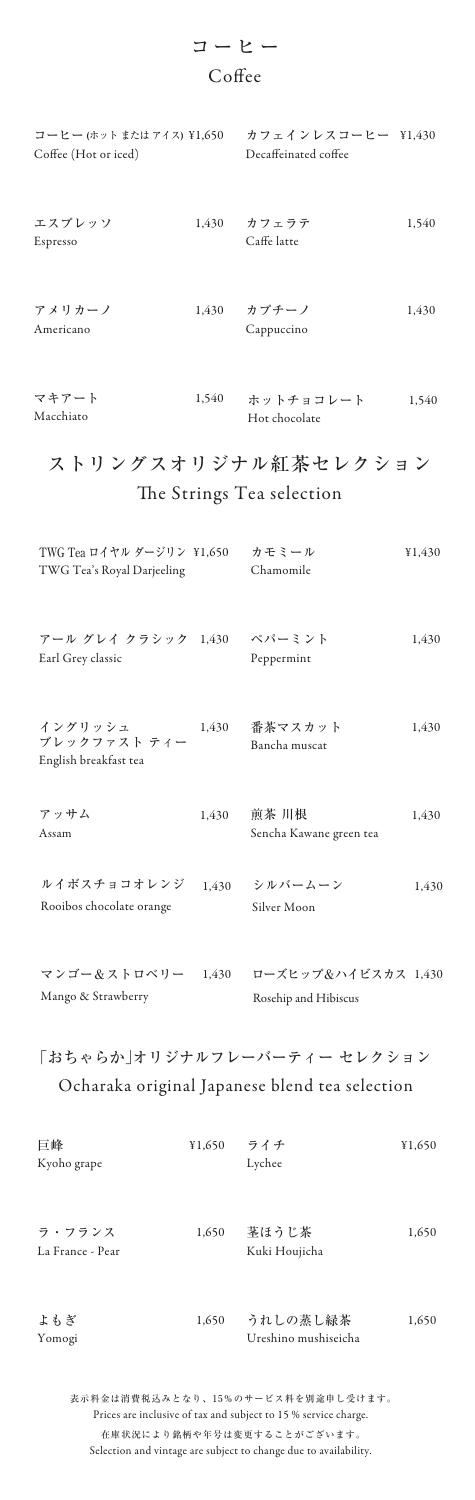# コーヒー
## Coffee

| | | | |
|---|---|---|---|
| コーヒー (ホット または アイス)<br>Coffee (Hot or iced) | ¥1,650 | カフェインレスコーヒー<br>Decaffeinated coffee | ¥1,430 |
| エスプレッソ<br>Espresso | 1,430 | カフェラテ<br>Caffe latte | 1,540 |
| アメリカーノ<br>Americano | 1,430 | カプチーノ<br>Cappuccino | 1,430 |
| マキアート<br>Macchiato | 1,540 | ホットチョコレート<br>Hot chocolate | 1,540 |

# ストリングスオリジナル紅茶セレクション
## The Strings Tea selection

| | | | |
|---|---|---|---|
| TWG Tea ロイヤル ダージリン<br>TWG Tea's Royal Darjeeling | ¥1,650 | カモミール<br>Chamomile | ¥1,430 |
| アール グレイ クラシック<br>Earl Grey classic | 1,430 | ペパーミント<br>Peppermint | 1,430 |
| イングリッシュ ブレックファスト ティー<br>English breakfast tea | 1,430 | 番茶マスカット<br>Bancha muscat | 1,430 |
| アッサム<br>Assam | 1,430 | 煎茶 川根<br>Sencha Kawane green tea | 1,430 |
| ルイボスチョコオレンジ<br>Rooibos chocolate orange | 1,430 | シルバームーン<br>Silver Moon | 1,430 |
| マンゴー&ストロベリー<br>Mango & Strawberry | 1,430 | ローズヒップ&ハイビスカス<br>Rosehip and Hibiscus | 1,430 |

# 「おちゃらか」オリジナルフレーバーティー セレクション
## Ocharaka original Japanese blend tea selection

| | | | |
|---|---|---|---|
| 巨峰<br>Kyoho grape | ¥1,650 | ライチ<br>Lychee | ¥1,650 |
| ラ・フランス<br>La France - Pear | 1,650 | 茎ほうじ茶<br>Kuki Houjicha | 1,650 |
| よもぎ<br>Yomogi | 1,650 | うれしの蒸し緑茶<br>Ureshino mushiseicha | 1,650 |

表示料金は消費税込みとなり、15%のサービス料を別途申し受けます。
Prices are inclusive of tax and subject to 15 % service charge.
在庫状況により銘柄や年号は変更することがございます。
Selection and vintage are subject to change due to availability.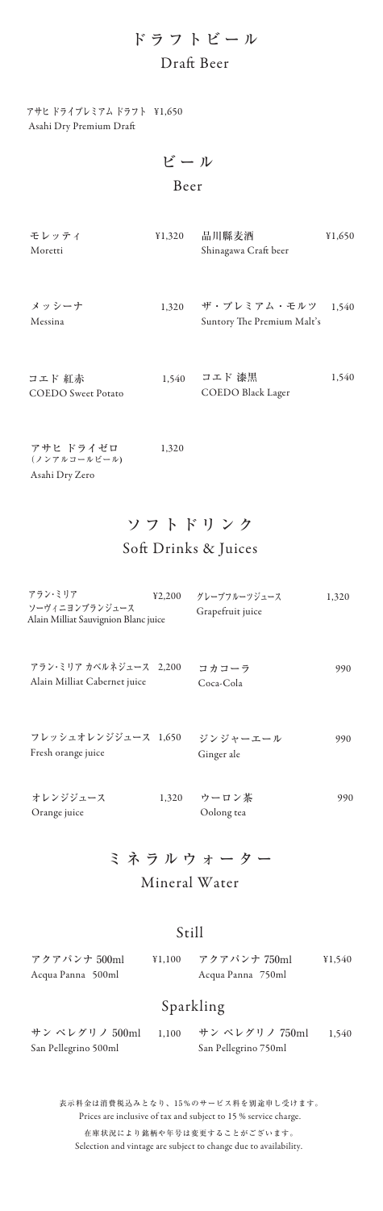## ドラフトビール
### Draft Beer

アサヒ ドライプレミアム ドラフト ¥1,650
Asahi Dry Premium Draft

## ビール
### Beer

モレッティ ¥1,320
Moretti

品川縣麦酒 ¥1,650
Shinagawa Craft beer

メッシーナ 1,320
Messina

ザ・プレミアム・モルツ 1,540
Suntory The Premium Malt's

コエド 紅赤 1,540
COEDO Sweet Potato

コエド 漆黒 1,540
COEDO Black Lager

アサヒ ドライゼロ 1,320
(ノンアルコールビール)
Asahi Dry Zero

## ソフトドリンク
### Soft Drinks & Juices

アラン・ミリア ¥2,200
ソーヴィニヨンブランジュース
Alain Milliat Sauvignion Blanc juice

グレープフルーツジュース 1,320
Grapefruit juice

アラン・ミリア カベルネジュース 2,200
Alain Milliat Cabernet juice

コカコーラ 990
Coca-Cola

フレッシュオレンジジュース 1,650
Fresh orange juice

ジンジャーエール 990
Ginger ale

オレンジジュース 1,320
Orange juice

ウーロン茶 990
Oolong tea

## ミネラルウォーター
### Mineral Water

### Still

アクアパンナ 500ml ¥1,100
Acqua Panna 500ml

アクアパンナ 750ml ¥1,540
Acqua Panna 750ml

### Sparkling

サン ペレグリノ 500ml 1,100
San Pellegrino 500ml

サン ペレグリノ 750ml 1,540
San Pellegrino 750ml

表示料金は消費税込みとなり、15%のサービス料を別途申し受けます。
Prices are inclusive of tax and subject to 15 % service charge.

在庫状況により銘柄や年号は変更することがございます。
Selection and vintage are subject to change due to availability.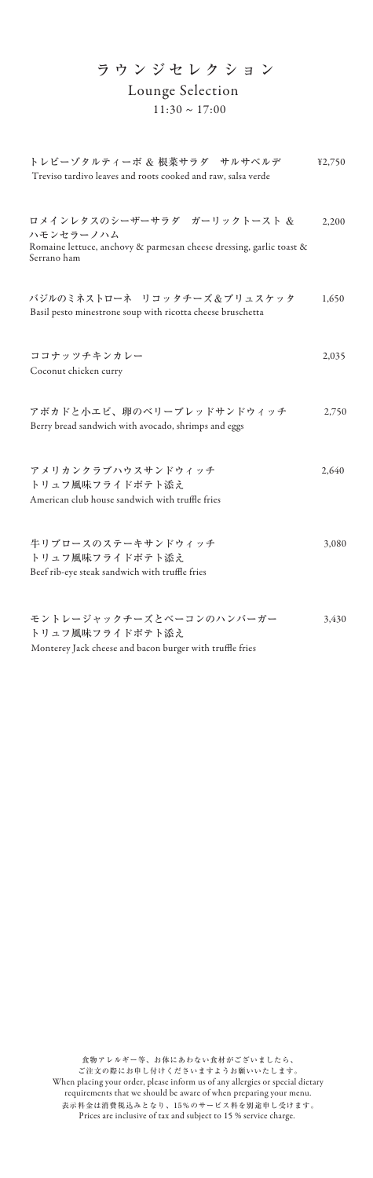# ラウンジセレクション

## Lounge Selection

11:30 ~ 17:00

トレビーゾタルティーボ & 根菜サラダ　サルサベルデ　¥2,750
Treviso tardivo leaves and roots cooked and raw, salsa verde

ロメインレタスのシーザーサラダ　ガーリックトースト & ハモンセラーノハム　2,200
Romaine lettuce, anchovy & parmesan cheese dressing, garlic toast & Serrano ham

バジルのミネストローネ　リコッタチーズ&ブリュスケッタ　1,650
Basil pesto minestrone soup with ricotta cheese bruschetta

ココナッツチキンカレー　2,035
Coconut chicken curry

アボカドと小エビ、卵のベリーブレッドサンドウィッチ　2,750
Berry bread sandwich with avocado, shrimps and eggs

アメリカンクラブハウスサンドウィッチ
トリュフ風味フライドポテト添え　2,640
American club house sandwich with truffle fries

牛リブロースのステーキサンドウィッチ
トリュフ風味フライドポテト添え　3,080
Beef rib-eye steak sandwich with truffle fries

モントレージャックチーズとベーコンのハンバーガー
トリュフ風味フライドポテト添え　3,430
Monterey Jack cheese and bacon burger with truffle fries

食物アレルギー等、お体にあわない食材がございましたら、
ご注文の際にお申し付けくださいますようお願いいたします。
When placing your order, please inform us of any allergies or special dietary requirements that we should be aware of when preparing your menu.
表示料金は消費税込みとなり、15%のサービス料を別途申し受けます。
Prices are inclusive of tax and subject to 15 % service charge.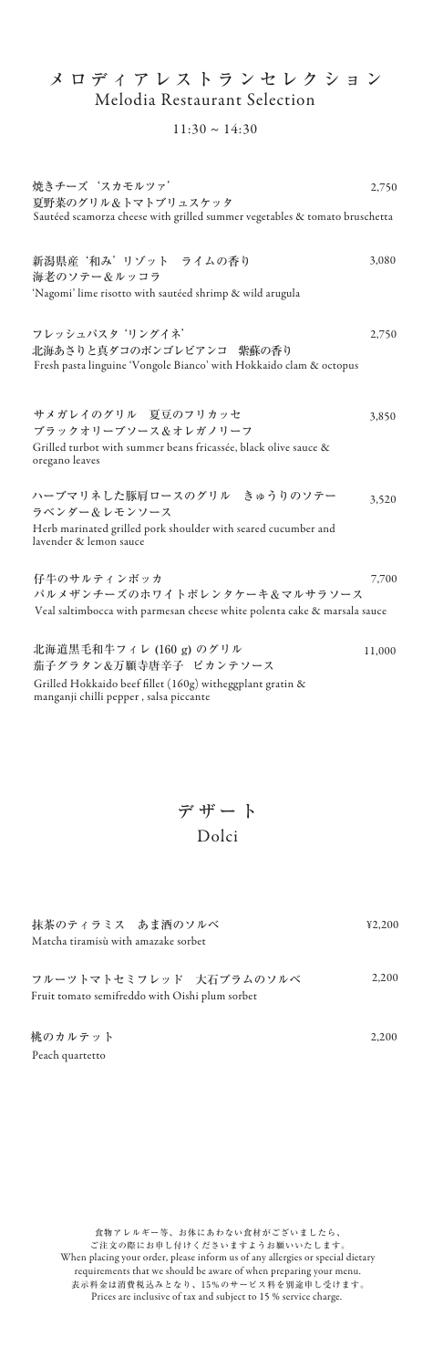# メロディアレストランセレクション
# Melodia Restaurant Selection

11:30 ~ 14:30

焼きチーズ‘スカモルツァ’ 2,750
夏野菜のグリル＆トマトブリュスケッタ
Sautéed scamorza cheese with grilled summer vegetables & tomato bruschetta

新潟県産‘和み’リゾット　ライムの香り 3,080
海老のソテー＆ルッコラ
'Nagomi' lime risotto with sautéed shrimp & wild arugula

フレッシュパスタ‘リングイネ’ 2,750
北海あさりと真ダコのボンゴレビアンコ　紫蘇の香り
Fresh pasta linguine 'Vongole Bianco' with Hokkaido clam & octopus

サメガレイのグリル　夏豆のフリカッセ 3,850
ブラックオリーブソース＆オレガノリーフ
Grilled turbot with summer beans fricassée, black olive sauce & oregano leaves

ハーブマリネした豚肩ロースのグリル　きゅうりのソテー 3,520
ラベンダー＆レモンソース
Herb marinated grilled pork shoulder with seared cucumber and lavender & lemon sauce

仔牛のサルティンボッカ 7,700
パルメザンチーズのホワイトポレンタケーキ＆マルサラソース
Veal saltimbocca with parmesan cheese white polenta cake & marsala sauce

北海道黒毛和牛フィレ (160 g) のグリル 11,000
茄子グラタン＆万願寺唐辛子　ピカンテソース
Grilled Hokkaido beef fillet (160g) witheggplant gratin & manganji chilli pepper , salsa piccante

# デザート
# Dolci

抹茶のティラミス　あま酒のソルベ ¥2,200
Matcha tiramisù with amazake sorbet

フルーツトマトセミフレッド　大石プラムのソルベ 2,200
Fruit tomato semifreddo with Oishi plum sorbet

桃のカルテット 2,200
Peach quartetto

食物アレルギー等、お体にあわない食材がございましたら、
ご注文の際にお申し付けくださいますようお願いいたします。
When placing your order, please inform us of any allergies or special dietary requirements that we should be aware of when preparing your menu.
表示料金は消費税込みとなり、15％のサービス料を別途申し受けます。
Prices are inclusive of tax and subject to 15 % service charge.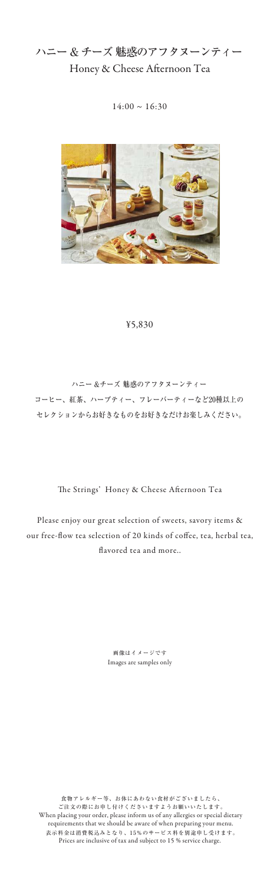# ハニー & チーズ 魅惑のアフタヌーンティー

## Honey & Cheese Afternoon Tea

14:00 ~ 16:30

¥5,830

ハニー &チーズ 魅惑のアフタヌーンティー

コーヒー、紅茶、ハーブティー、フレーバーティーなど20種以上の

セレクションからお好きなものをお好きなだけお楽しみください。

The Strings' Honey & Cheese Afternoon Tea

Please enjoy our great selection of sweets, savory items & our free-flow tea selection of 20 kinds of coffee, tea, herbal tea, flavored tea and more..

画像はイメージです

Images are samples only

食物アレルギー等、お体にあわない食材がございましたら、
ご注文の際にお申し付けくださいますようお願いいたします。
When placing your order, please inform us of any allergies or special dietary requirements that we should be aware of when preparing your menu.
表示料金は消費税込みとなり、15%のサービス料を別途申し受けます。
Prices are inclusive of tax and subject to 15 % service charge.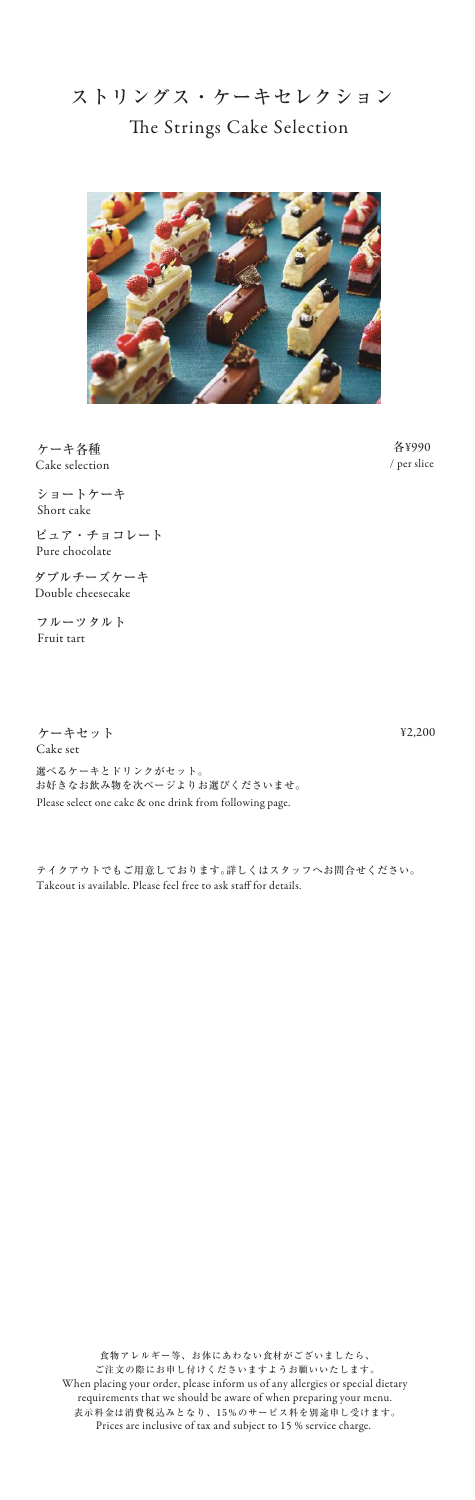# ストリングス・ケーキセレクション
## The Strings Cake Selection

ケーキ各種
Cake selection

各¥990
/ per slice

ショートケーキ
Short cake

ピュア・チョコレート
Pure chocolate

ダブルチーズケーキ
Double cheesecake

フルーツタルト
Fruit tart

ケーキセット
Cake set

¥2,200

選べるケーキとドリンクがセット。
お好きなお飲み物を次ページよりお選びくださいませ。
Please select one cake & one drink from following page.

テイクアウトでもご用意しております。詳しくはスタッフへお問合せください。
Takeout is available. Please feel free to ask staff for details.

食物アレルギー等、お体にあわない食材がございましたら、
ご注文の際にお申し付けくださいますようお願いいたします。
When placing your order, please inform us of any allergies or special dietary requirements that we should be aware of when preparing your menu.
表示料金は消費税込みとなり、15%のサービス料を別途申し受けます。
Prices are inclusive of tax and subject to 15 % service charge.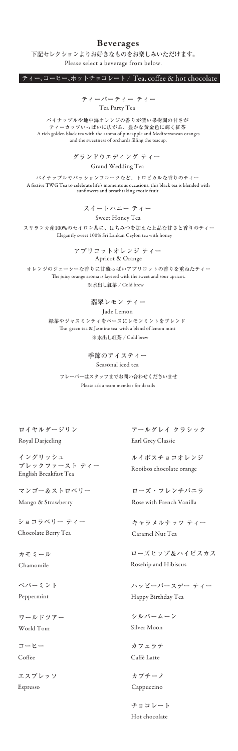# Beverages

下記セレクションよりお好きなものをお楽しみいただけます。
Please select a beverage from below.

## ティー、コーヒー、ホットチョコレート / Tea, coffee & hot chocolate

### ティーパーティー ティー
Tea Party Tea

パイナップルや地中海オレンジの香りが漂い果樹園の甘さがティーカップいっぱいに広がる、豊かな黄金色に輝く紅茶
A rich golden black tea with the aroma of pineapple and Mediterranean oranges and the sweetness of orchards filling the teacup.

### グランドウエディング ティー
Grand Wedding Tea

パイナップルやパッションフルーツなど、トロピカルな香りのティー
A festive TWG Tea to celebrate life's momentous occasions, this black tea is blended with sunflowers and breathtaking exotic fruit.

### スイートハニー ティー
Sweet Honey Tea

スリランカ産100%のセイロン茶に、はちみつを加えた上品な甘さと香りのティー
Elegantly sweet 100% Sri Lankan Ceylon tea with honey

### アプリコットオレンジ ティー
Apricot & Orange

オレンジのジューシーな香りに甘酸っぱいアプリコットの香りを重ねたティー
The juicy orange aroma is layered with the sweet and sour apricot.
※水出し紅茶 / Cold brew

### 翡翠レモン ティー
Jade Lemon

緑茶やジャスミンティをベースにレモンミントをブレンド
The green tea & Jasmine tea with a blend of lemon mint
※水出し紅茶 / Cold brew

### 季節のアイスティー
Seasonal iced tea

フレーバーはスタッフまでお問い合わせくださいませ
Please ask a team member for details

---

ロイヤルダージリン
Royal Darjeeling

イングリッシュ ブレックファースト ティー
English Breakfast Tea

マンゴー&ストロベリー
Mango & Strawberry

ショコラベリー ティー
Chocolate Berry Tea

カモミール
Chamomile

ペパーミント
Peppermint

ワールドツアー
World Tour

コーヒー
Coffee

エスプレッソ
Espresso

アールグレイ クラシック
Earl Grey Classic

ルイボスチョコオレンジ
Rooibos chocolate orange

ローズ・フレンチバニラ
Rose with French Vanilla

キャラメルナッツ ティー
Caramel Nut Tea

ローズヒップ&ハイビスカス
Rosehip and Hibiscus

ハッピーバースデー ティー
Happy Birthday Tea

シルバームーン
Silver Moon

カフェラテ
Caffè Latte

カプチーノ
Cappuccino

チョコレート
Hot chocolate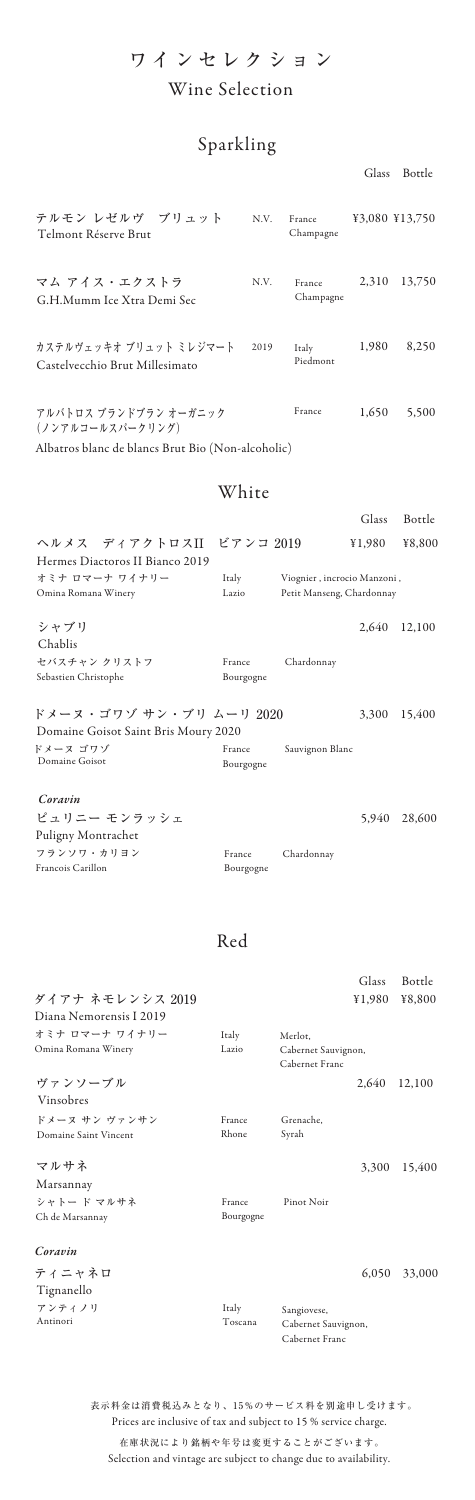# ワインセレクション

## Wine Selection

### Sparkling

| | | | Glass | Bottle |
|---|---|---|---|---|
| テルモン レゼルヴ ブリュット<br>Telmont Réserve Brut | N.V. | France<br>Champagne | ¥3,080 | ¥13,750 |
| マム アイス・エクストラ<br>G.H.Mumm Ice Xtra Demi Sec | N.V. | France<br>Champagne | 2,310 | 13,750 |
| カステルヴェッキオ ブリュット ミレジマート<br>Castelvecchio Brut Millesimato | 2019 | Italy<br>Piedmont | 1,980 | 8,250 |
| アルバトロス ブランドブラン オーガニック<br>(ノンアルコールスパークリング)<br>Albatros blanc de blancs Brut Bio (Non-alcoholic) | | France | 1,650 | 5,500 |

### White

| | | | Glass | Bottle |
|---|---|---|---|---|
| ヘルメス ディアクトロスII ビアンコ 2019<br>Hermes Diactoros II Bianco 2019<br>オミナ ロマーナ ワイナリー<br>Omina Romana Winery | Italy<br>Lazio | Viognier , incrocio Manzoni ,<br>Petit Manseng, Chardonnay | ¥1,980 | ¥8,800 |
| シャブリ<br>Chablis<br>セバスチャン クリストフ<br>Sebastien Christophe | France<br>Bourgogne | Chardonnay | 2,640 | 12,100 |
| ドメーヌ・ゴワゾ サン・ブリ ムーリ 2020<br>Domaine Goisot Saint Bris Moury 2020<br>ドメーヌ ゴワゾ<br>Domaine Goisot | France<br>Bourgogne | Sauvignon Blanc | 3,300 | 15,400 |
| *Coravin*<br>ピュリニー モンラッシェ<br>Puligny Montrachet<br>フランソワ・カリヨン<br>Francois Carillon | France<br>Bourgogne | Chardonnay | 5,940 | 28,600 |

### Red

| | | | Glass | Bottle |
|---|---|---|---|---|
| ダイアナ ネモレンシス 2019<br>Diana Nemorensis I 2019<br>オミナ ロマーナ ワイナリー<br>Omina Romana Winery | Italy<br>Lazio | Merlot,<br>Cabernet Sauvignon,<br>Cabernet Franc | ¥1,980 | ¥8,800 |
| ヴァンソーブル<br>Vinsobres<br>ドメーヌ サン ヴァンサン<br>Domaine Saint Vincent | France<br>Rhone | Grenache,<br>Syrah | 2,640 | 12,100 |
| マルサネ<br>Marsannay<br>シャトー ド マルサネ<br>Ch de Marsannay | France<br>Bourgogne | Pinot Noir | 3,300 | 15,400 |
| *Coravin*<br>ティニャネロ<br>Tignanello<br>アンティノリ<br>Antinori | Italy<br>Toscana | Sangiovese,<br>Cabernet Sauvignon,<br>Cabernet Franc | 6,050 | 33,000 |

表示料金は消費税込みとなり、15%のサービス料を別途申し受けます。
Prices are inclusive of tax and subject to 15 % service charge.

在庫状況により銘柄や年号は変更することがございます。
Selection and vintage are subject to change due to availability.